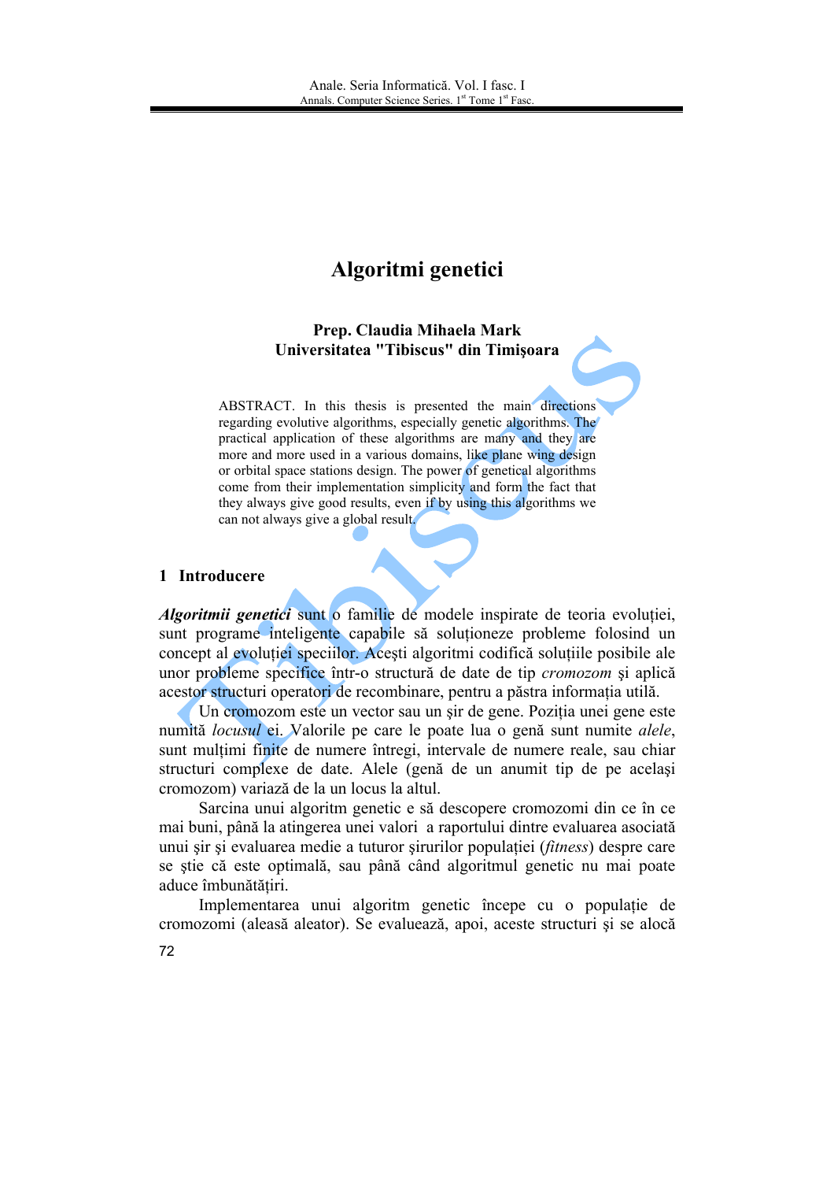# Algoritmi genetici

**Prep. Claudia Mihaela Mark**
**Universitatea "Tibiscus" din Timişoara**

ABSTRACT. In this thesis is presented the main directions regarding evolutive algorithms, especially genetic algorithms. The practical application of these algorithms are many and they are more and more used in a various domains, like plane wing design or orbital space stations design. The power of genetical algorithms come from their implementation simplicity and form the fact that they always give good results, even if by using this algorithms we can not always give a global result.

## 1 Introducere

***Algoritmii genetici*** sunt o familie de modele inspirate de teoria evoluţiei, sunt programe inteligente capabile să soluţioneze probleme folosind un concept al evoluţiei speciilor. Aceşti algoritmi codifică soluţiile posibile ale unor probleme specifice într-o structură de date de tip *cromozom* şi aplică acestor structuri operatori de recombinare, pentru a păstra informaţia utilă.

Un cromozom este un vector sau un şir de gene. Poziţia unei gene este numită *locusul* ei. Valorile pe care le poate lua o genă sunt numite *alele*, sunt mulţimi finite de numere întregi, intervale de numere reale, sau chiar structuri complexe de date. Alele (genă de un anumit tip de pe acelaşi cromozom) variază de la un locus la altul.

Sarcina unui algoritm genetic e să descopere cromozomi din ce în ce mai buni, până la atingerea unei valori a raportului dintre evaluarea asociată unui şir şi evaluarea medie a tuturor şirurilor populaţiei (*fitness*) despre care se ştie că este optimală, sau până când algoritmul genetic nu mai poate aduce îmbunătăţiri.

Implementarea unui algoritm genetic începe cu o populaţie de cromozomi (aleasă aleator). Se evaluează, apoi, aceste structuri şi se alocă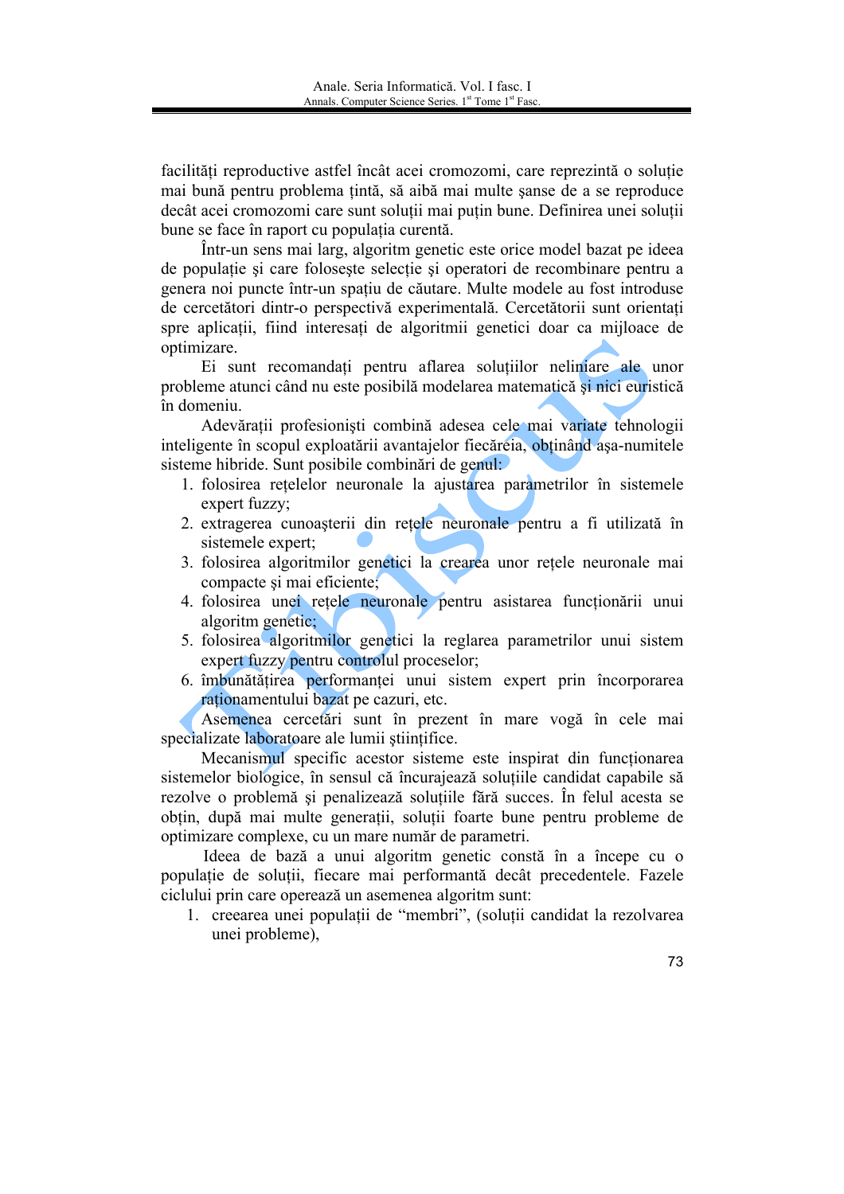facilități reproductive astfel încât acei cromozomi, care reprezintă o soluție mai bună pentru problema țintă, să aibă mai multe șanse de a se reproduce decât acei cromozomi care sunt soluții mai puțin bune. Definirea unei soluții bune se face în raport cu populația curentă.

Într-un sens mai larg, algoritm genetic este orice model bazat pe ideea de populație și care folosește selecție și operatori de recombinare pentru a genera noi puncte într-un spațiu de căutare. Multe modele au fost introduse de cercetători dintr-o perspectivă experimentală. Cercetătorii sunt orientați spre aplicații, fiind interesați de algoritmii genetici doar ca mijloace de optimizare.

Ei sunt recomandați pentru aflarea soluțiilor neliniare ale unor probleme atunci când nu este posibilă modelarea matematică și nici euristică în domeniu.

Adevărații profesioniști combină adesea cele mai variate tehnologii inteligente în scopul exploatării avantajelor fiecăreia, obținând așa-numitele sisteme hibride. Sunt posibile combinări de genul:

1. folosirea rețelelor neuronale la ajustarea parametrilor în sistemele expert fuzzy;
2. extragerea cunoașterii din rețele neuronale pentru a fi utilizată în sistemele expert;
3. folosirea algoritmilor genetici la crearea unor rețele neuronale mai compacte și mai eficiente;
4. folosirea unei rețele neuronale pentru asistarea funcționării unui algoritm genetic;
5. folosirea algoritmilor genetici la reglarea parametrilor unui sistem expert fuzzy pentru controlul proceselor;
6. îmbunătățirea performanței unui sistem expert prin încorporarea raționamentului bazat pe cazuri, etc.

Asemenea cercetări sunt în prezent în mare vogă în cele mai specializate laboratoare ale lumii științifice.

Mecanismul specific acestor sisteme este inspirat din funcționarea sistemelor biologice, în sensul că încurajează soluțiile candidat capabile să rezolve o problemă și penalizează soluțiile fără succes. În felul acesta se obțin, după mai multe generații, soluții foarte bune pentru probleme de optimizare complexe, cu un mare număr de parametri.

Ideea de bază a unui algoritm genetic constă în a începe cu o populație de soluții, fiecare mai performantă decât precedentele. Fazele ciclului prin care operează un asemenea algoritm sunt:

1. creearea unei populații de "membri", (soluții candidat la rezolvarea unei probleme),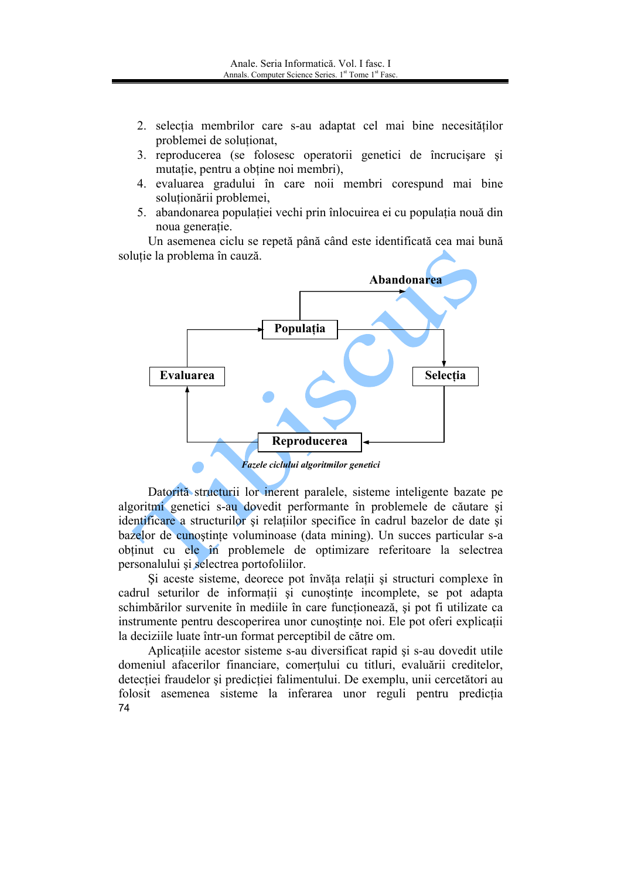2. selecţia membrilor care s-au adaptat cel mai bine necesităţilor problemei de soluţionat,
3. reproducerea (se folosesc operatorii genetici de încrucişare şi mutaţie, pentru a obţine noi membri),
4. evaluarea gradului în care noii membri corespund mai bine soluţionării problemei,
5. abandonarea populaţiei vechi prin înlocuirea ei cu populaţia nouă din noua generaţie.

Un asemenea ciclu se repetă până când este identificată cea mai bună soluţie la problema în cauză.

**Abandonarea**

**Populaţia**

**Evaluarea**

**Selecţia**

**Reproducerea**

***Fazele ciclului algoritmilor genetici***

Datorită structurii lor inerent paralele, sisteme inteligente bazate pe algoritmi genetici s-au dovedit performante în problemele de căutare şi identificare a structurilor şi relaţiilor specifice în cadrul bazelor de date şi bazelor de cunoştinţe voluminoase (data mining). Un succes particular s-a obţinut cu ele în problemele de optimizare referitoare la selectrea personalului şi selectrea portofoliilor.

Şi aceste sisteme, deoarece pot învăţa relaţii şi structuri complexe în cadrul seturilor de informaţii şi cunoştinţe incomplete, se pot adapta schimbărilor survenite în mediile în care funcţionează, şi pot fi utilizate ca instrumente pentru descoperirea unor cunoştinţe noi. Ele pot oferi explicaţii la deciziile luate într-un format perceptibil de către om.

Aplicaţiile acestor sisteme s-au diversificat rapid şi s-au dovedit utile domeniul afacerilor financiare, comerţului cu titluri, evaluării creditelor, detecţiei fraudelor şi predicţiei falimentului. De exemplu, unii cercetători au folosit asemenea sisteme la inferarea unor reguli pentru predicţia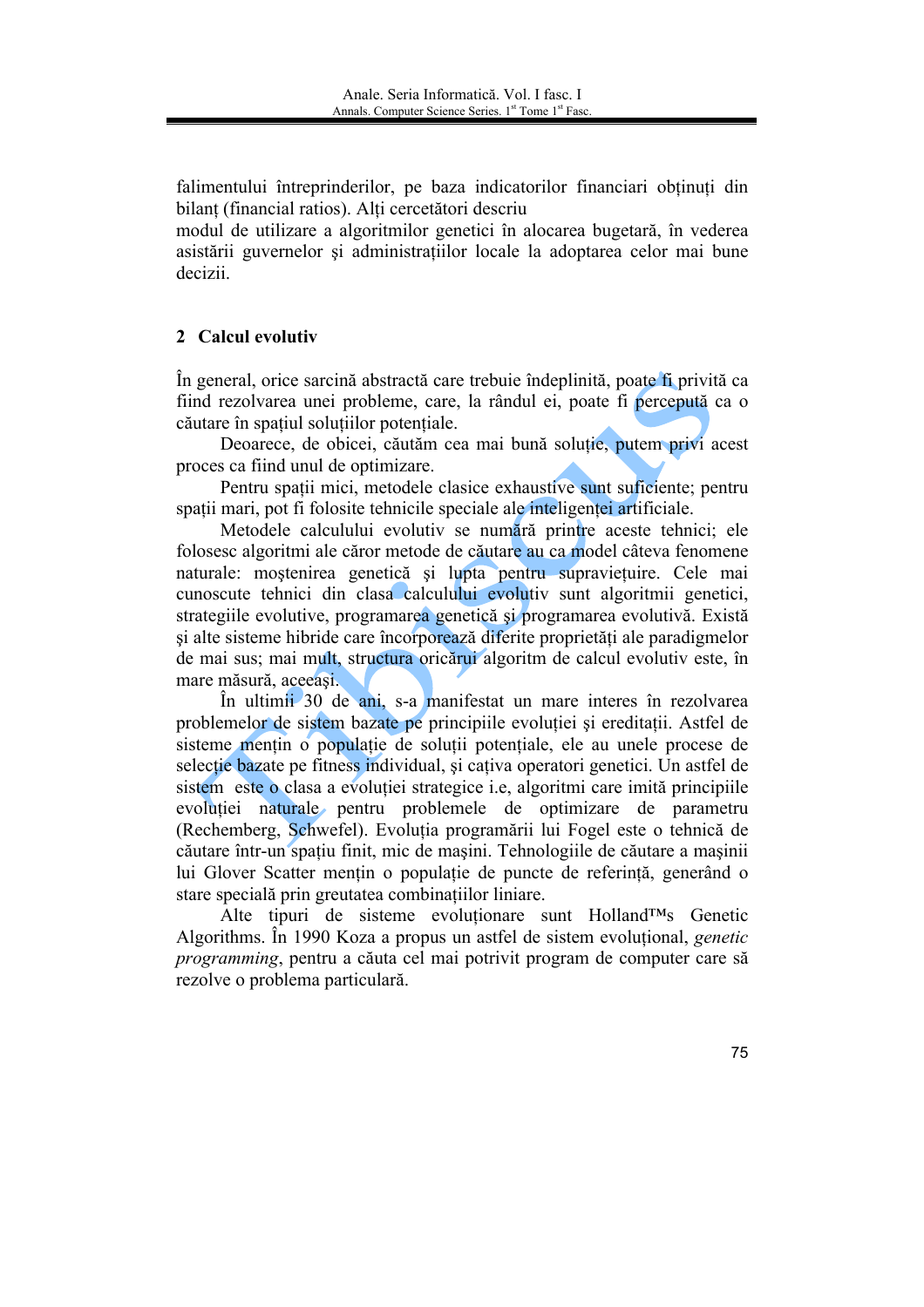falimentului întreprinderilor, pe baza indicatorilor financiari obținuți din bilanț (financial ratios). Alți cercetători descriu
modul de utilizare a algoritmilor genetici în alocarea bugetară, în vederea asistării guvernelor și administrațiilor locale la adoptarea celor mai bune decizii.

## 2 Calcul evolutiv

În general, orice sarcină abstractă care trebuie îndeplinită, poate fi privită ca fiind rezolvarea unei probleme, care, la rândul ei, poate fi percepută ca o căutare în spațiul soluțiilor potențiale.

Deoarece, de obicei, căutăm cea mai bună soluție, putem privi acest proces ca fiind unul de optimizare.

Pentru spații mici, metodele clasice exhaustive sunt suficiente; pentru spații mari, pot fi folosite tehnicile speciale ale inteligenței artificiale.

Metodele calculului evolutiv se numără printre aceste tehnici; ele folosesc algoritmi ale căror metode de căutare au ca model câteva fenomene naturale: moștenirea genetică și lupta pentru supraviețuire. Cele mai cunoscute tehnici din clasa calculului evolutiv sunt algoritmii genetici, strategiile evolutive, programarea genetică și programarea evolutivă. Există și alte sisteme hibride care încorporează diferite proprietăți ale paradigmelor de mai sus; mai mult, structura oricărui algoritm de calcul evolutiv este, în mare măsură, aceeași.

În ultimii 30 de ani, s-a manifestat un mare interes în rezolvarea problemelor de sistem bazate pe principiile evoluției și ereditații. Astfel de sisteme mențin o populație de soluții potențiale, ele au unele procese de selecție bazate pe fitness individual, și cațiva operatori genetici. Un astfel de sistem este o clasa a evoluției strategice i.e, algoritmi care imită principiile evoluției naturale pentru problemele de optimizare de parametru (Rechemberg, Schwefel). Evoluția programării lui Fogel este o tehnică de căutare într-un spațiu finit, mic de mașini. Tehnologiile de căutare a mașinii lui Glover Scatter mențin o populație de puncte de referință, generând o stare specială prin greutatea combinațiilor liniare.

Alte tipuri de sisteme evoluționare sunt Holland™s Genetic Algorithms. În 1990 Koza a propus un astfel de sistem evoluțional, *genetic programming*, pentru a căuta cel mai potrivit program de computer care să rezolve o problema particulară.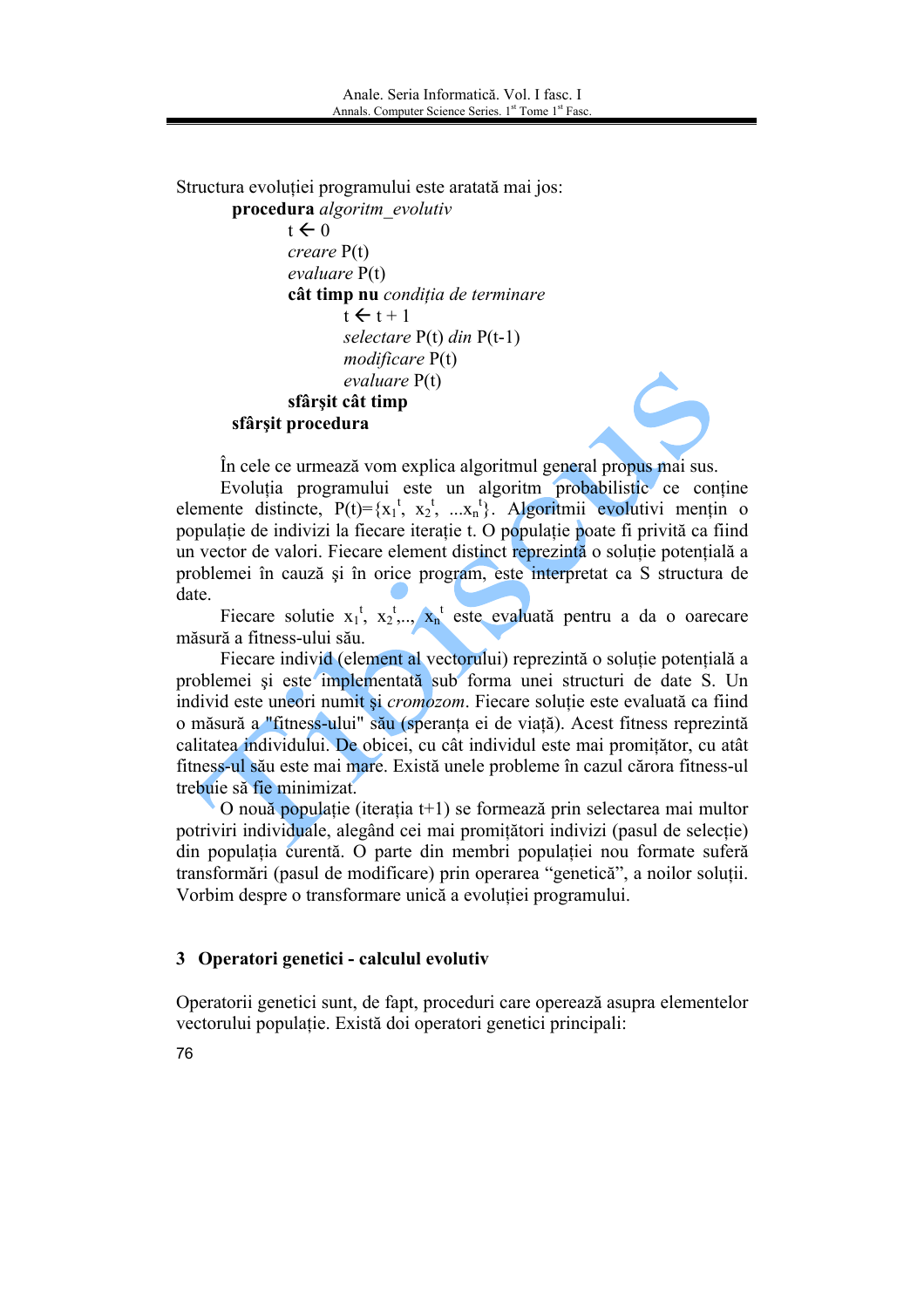Structura evoluției programului este aratată mai jos:

```
procedura algoritm_evolutiv
    t ← 0
    creare P(t)
    evaluare P(t)
    cât timp nu condiția de terminare
        t ← t + 1
        selectare P(t) din P(t-1)
        modificare P(t)
        evaluare P(t)
    sfârşit cât timp
sfârşit procedura
```

În cele ce urmează vom explica algoritmul general propus mai sus.

Evoluția programului este un algoritm probabilistic ce conține elemente distincte, $P(t)=\{x_1^t, x_2^t, ...x_n^t\}$. Algoritmii evolutivi mențin o populație de indivizi la fiecare iterație t. O populație poate fi privită ca fiind un vector de valori. Fiecare element distinct reprezintă o soluție potențială a problemei în cauză şi în orice program, este interpretat ca S structura de date.

Fiecare solutie $x_1^t$, $x_2^t$,.., $x_n^t$ este evaluată pentru a da o oarecare măsură a fitness-ului său.

Fiecare individ (element al vectorului) reprezintă o soluție potențială a problemei şi este implementată sub forma unei structuri de date S. Un individ este uneori numit şi *cromozom*. Fiecare soluție este evaluată ca fiind o măsură a "fitness-ului" său (speranța ei de viață). Acest fitness reprezintă calitatea individului. De obicei, cu cât individul este mai promițător, cu atât fitness-ul său este mai mare. Există unele probleme în cazul cărora fitness-ul trebuie să fie minimizat.

O nouă populație (iterația t+1) se formează prin selectarea mai multor potriviri individuale, alegând cei mai promițători indivizi (pasul de selecție) din populația curentă. O parte din membri populației nou formate suferă transformări (pasul de modificare) prin operarea "genetică", a noilor soluții. Vorbim despre o transformare unică a evoluției programului.

## 3 Operatori genetici - calculul evolutiv

Operatorii genetici sunt, de fapt, proceduri care operează asupra elementelor vectorului populație. Există doi operatori genetici principali: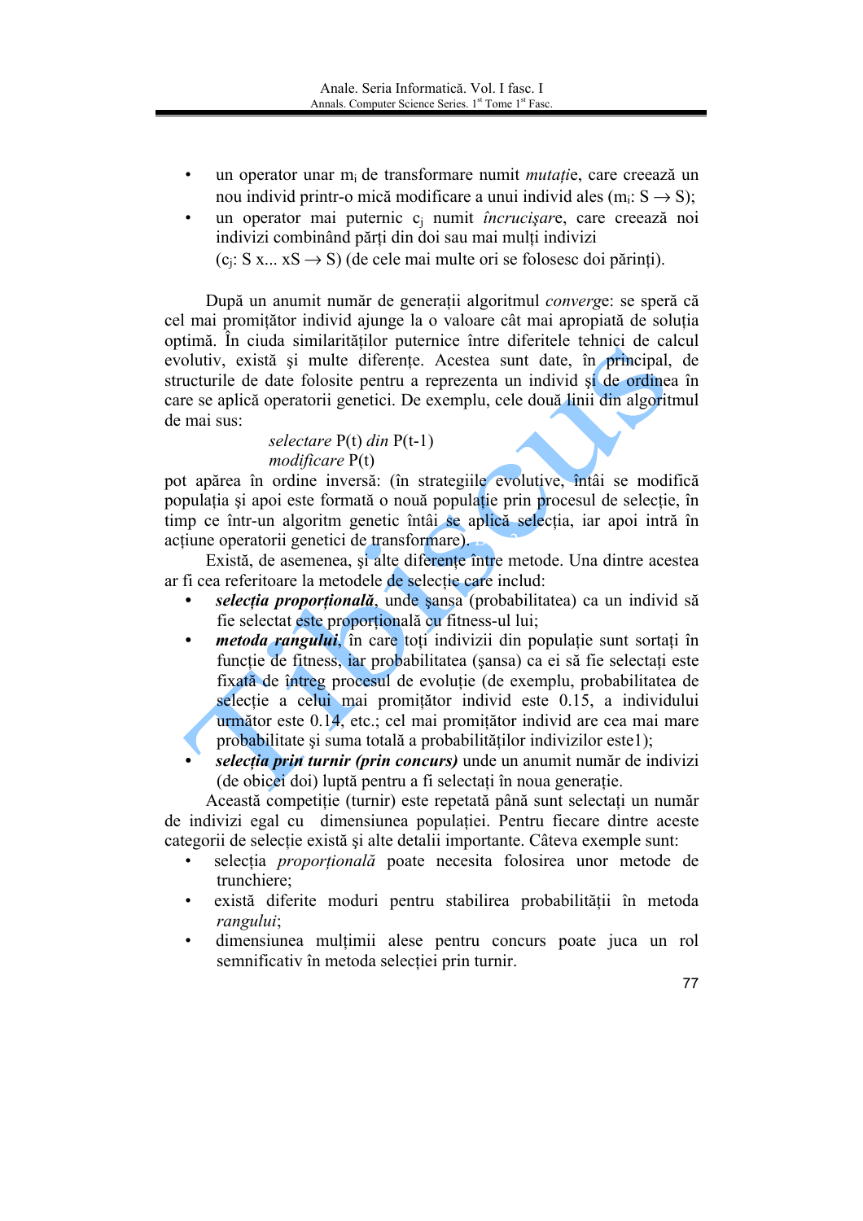- un operator unar $m_i$ de transformare numit *mutați*e, care creează un nou individ printr-o mică modificare a unui individ ales ($m_i$: S → S);
- un operator mai puternic $c_j$ numit *încrucișar*e, care creează noi indivizi combinând părți din doi sau mai mulți indivizi ($c_j$: S x... xS → S) (de cele mai multe ori se folosesc doi părinți).

După un anumit număr de generații algoritmul *converg*e: se speră că cel mai promițător individ ajunge la o valoare cât mai apropiată de soluția optimă. În ciuda similarităților puternice între diferitele tehnici de calcul evolutiv, există și multe diferențe. Acestea sunt date, în principal, de structurile de date folosite pentru a reprezenta un individ și de ordinea în care se aplică operatorii genetici. De exemplu, cele două linii din algoritmul de mai sus:

*selectare* P(t) *din* P(t-1)
*modificare* P(t)

pot apărea în ordine inversă: (în strategiile evolutive, întâi se modifică populația și apoi este formată o nouă populație prin procesul de selecție, în timp ce într-un algoritm genetic întâi se aplică selecția, iar apoi intră în acțiune operatorii genetici de transformare).

Există, de asemenea, și alte diferențe între metode. Una dintre acestea ar fi cea referitoare la metodele de selecție care includ:

- ***selecția proporțională***, unde șansa (probabilitatea) ca un individ să fie selectat este proporțională cu fitness-ul lui;
- ***metoda rangului***, în care toți indivizii din populație sunt sortați în funcție de fitness, iar probabilitatea (șansa) ca ei să fie selectați este fixată de întreg procesul de evoluție (de exemplu, probabilitatea de selecție a celui mai promițător individ este 0.15, a individului următor este 0.14, etc.; cel mai promițător individ are cea mai mare probabilitate și suma totală a probabilităților indivizilor este1);
- ***selecția prin turnir (prin concurs)*** unde un anumit număr de indivizi (de obicei doi) luptă pentru a fi selectați în noua generație.

Această competiție (turnir) este repetată până sunt selectați un număr de indivizi egal cu dimensiunea populației. Pentru fiecare dintre aceste categorii de selecție există și alte detalii importante. Câteva exemple sunt:

- selecția *proporțională* poate necesita folosirea unor metode de trunchiere;
- există diferite moduri pentru stabilirea probabilității în metoda *rangului*;
- dimensiunea mulțimii alese pentru concurs poate juca un rol semnificativ în metoda selecției prin turnir.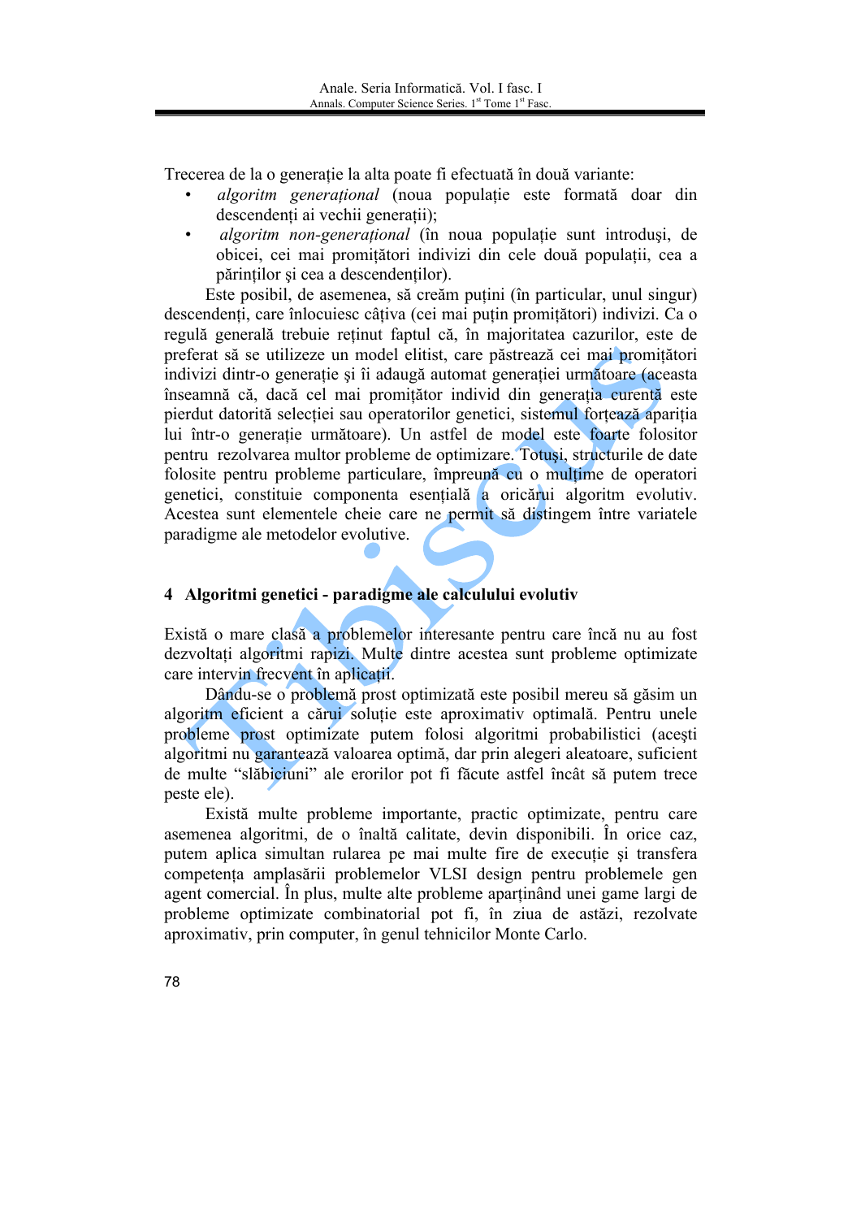Trecerea de la o generație la alta poate fi efectuată în două variante:

- *algoritm generațional* (noua populație este formată doar din descendenți ai vechii generații);
- *algoritm non-generațional* (în noua populație sunt introduşi, de obicei, cei mai promițători indivizi din cele două populații, cea a părinților şi cea a descendenților).

Este posibil, de asemenea, să creăm puțini (în particular, unul singur) descendenți, care înlocuiesc câțiva (cei mai puțin promițători) indivizi. Ca o regulă generală trebuie reținut faptul că, în majoritatea cazurilor, este de preferat să se utilizeze un model elitist, care păstrează cei mai promițători indivizi dintr-o generație şi îi adaugă automat generației următoare (aceasta înseamnă că, dacă cel mai promițător individ din generația curentă este pierdut datorită selecției sau operatorilor genetici, sistemul forțează apariția lui într-o generație următoare). Un astfel de model este foarte folositor pentru rezolvarea multor probleme de optimizare. Totuşi, structurile de date folosite pentru probleme particulare, împreună cu o mulțime de operatori genetici, constituie componenta esențială a oricărui algoritm evolutiv. Acestea sunt elementele cheie care ne permit să distingem între variatele paradigme ale metodelor evolutive.

## 4 Algoritmi genetici - paradigme ale calculului evolutiv

Există o mare clasă a problemelor interesante pentru care încă nu au fost dezvoltați algoritmi rapizi. Multe dintre acestea sunt probleme optimizate care intervin frecvent în aplicații.

Dându-se o problemă prost optimizată este posibil mereu să găsim un algoritm eficient a cărui soluție este aproximativ optimală. Pentru unele probleme prost optimizate putem folosi algoritmi probabilistici (aceşti algoritmi nu garantează valoarea optimă, dar prin alegeri aleatoare, suficient de multe "slăbiciuni" ale erorilor pot fi făcute astfel încât să putem trece peste ele).

Există multe probleme importante, practic optimizate, pentru care asemenea algoritmi, de o înaltă calitate, devin disponibili. În orice caz, putem aplica simultan rularea pe mai multe fire de execuție şi transfera competența amplasării problemelor VLSI design pentru problemele gen agent comercial. În plus, multe alte probleme aparținând unei game largi de probleme optimizate combinatorial pot fi, în ziua de astăzi, rezolvate aproximativ, prin computer, în genul tehnicilor Monte Carlo.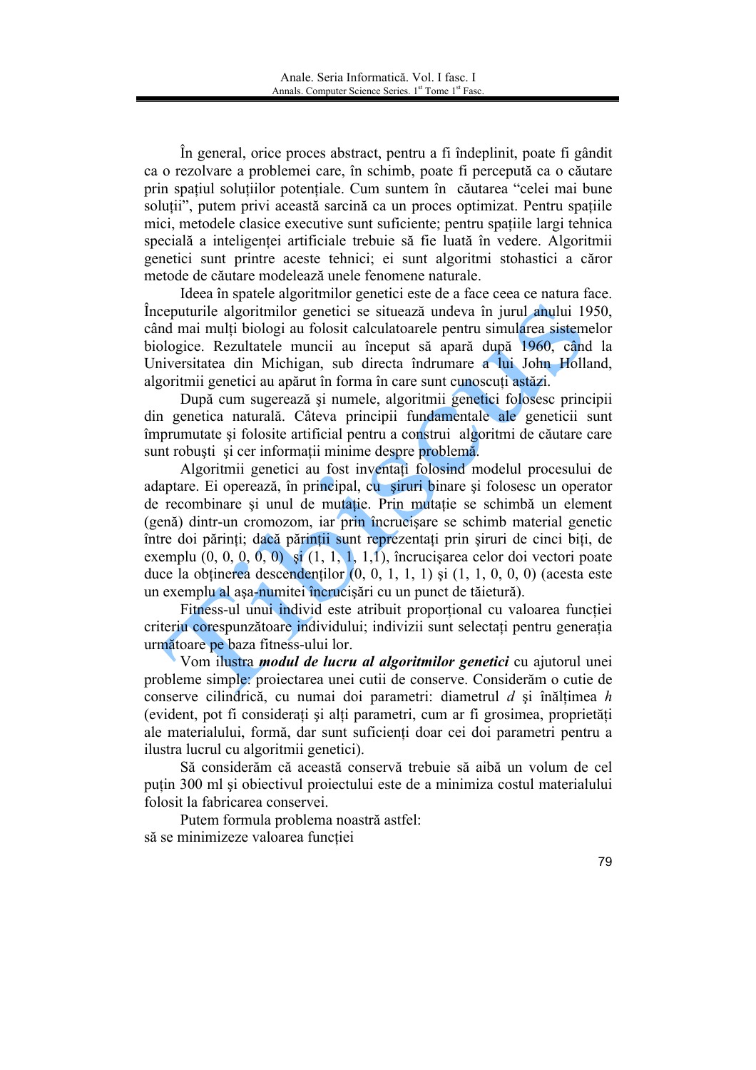În general, orice proces abstract, pentru a fi îndeplinit, poate fi gândit ca o rezolvare a problemei care, în schimb, poate fi percepută ca o căutare prin spațiul soluțiilor potențiale. Cum suntem în căutarea "celei mai bune soluții", putem privi această sarcină ca un proces optimizat. Pentru spațiile mici, metodele clasice executive sunt suficiente; pentru spațiile largi tehnica specială a inteligenței artificiale trebuie să fie luată în vedere. Algoritmii genetici sunt printre aceste tehnici; ei sunt algoritmi stohastici a căror metode de căutare modelează unele fenomene naturale.

Ideea în spatele algoritmilor genetici este de a face ceea ce natura face. Începuturile algoritmilor genetici se situează undeva în jurul anului 1950, când mai mulți biologi au folosit calculatoarele pentru simularea sistemelor biologice. Rezultatele muncii au început să apară după 1960, când la Universitatea din Michigan, sub directa îndrumare a lui John Holland, algoritmii genetici au apărut în forma în care sunt cunoscuți astăzi.

După cum sugerează și numele, algoritmii genetici folosesc principii din genetica naturală. Câteva principii fundamentale ale geneticii sunt împrumutate și folosite artificial pentru a construi algoritmi de căutare care sunt robuști și cer informații minime despre problemă.

Algoritmii genetici au fost inventați folosind modelul procesului de adaptare. Ei operează, în principal, cu șiruri binare și folosesc un operator de recombinare și unul de mutație. Prin mutație se schimbă un element (genă) dintr-un cromozom, iar prin încrucișare se schimb material genetic între doi părinți; dacă părinții sunt reprezentați prin șiruri de cinci biți, de exemplu (0, 0, 0, 0, 0) și (1, 1, 1, 1,1), încrucișarea celor doi vectori poate duce la obținerea descendenților (0, 0, 1, 1, 1) și (1, 1, 0, 0, 0) (acesta este un exemplu al așa-numitei încrucișări cu un punct de tăietură).

Fitness-ul unui individ este atribuit proporțional cu valoarea funcției criteriu corespunzătoare individului; indivizii sunt selectați pentru generația următoare pe baza fitness-ului lor.

Vom ilustra ***modul de lucru al algoritmilor genetici*** cu ajutorul unei probleme simple: proiectarea unei cutii de conserve. Considerăm o cutie de conserve cilindrică, cu numai doi parametri: diametrul $d$ și înălțimea $h$ (evident, pot fi considerați și alți parametri, cum ar fi grosimea, proprietăți ale materialului, formă, dar sunt suficienți doar cei doi parametri pentru a ilustra lucrul cu algoritmii genetici).

Să considerăm că această conservă trebuie să aibă un volum de cel puțin 300 ml și obiectivul proiectului este de a minimiza costul materialului folosit la fabricarea conservei.

Putem formula problema noastră astfel:
să se minimizeze valoarea funcției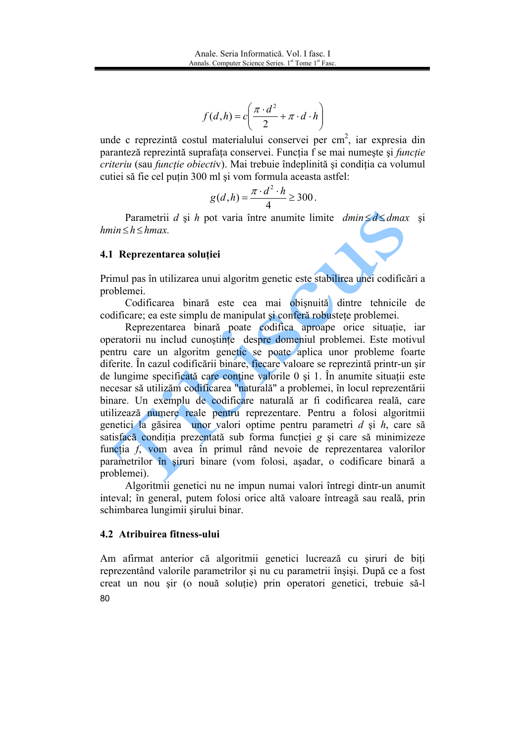$$f(d,h) = c\left(\frac{\pi \cdot d^2}{2} + \pi \cdot d \cdot h\right)$$

unde c reprezintă costul materialului conservei per $cm^2$, iar expresia din paranteză reprezintă suprafața conservei. Funcția f se mai numeşte şi *funcție criteriu* (sau *funcție obiectiv*). Mai trebuie îndeplinită şi condiția ca volumul cutiei să fie cel puțin 300 ml şi vom formula aceasta astfel:

$$g(d,h) = \frac{\pi \cdot d^2 \cdot h}{4} \geq 300.$$

Parametrii $d$ şi $h$ pot varia între anumite limite $dmin \leq d \leq dmax$ şi $hmin \leq h \leq hmax$.

### 4.1 Reprezentarea soluției

Primul pas în utilizarea unui algoritm genetic este stabilirea unei codificări a problemei.

Codificarea binară este cea mai obişnuită dintre tehnicile de codificare; ea este simplu de manipulat şi conferă robustețe problemei.

Reprezentarea binară poate codifica aproape orice situație, iar operatorii nu includ cunoştințe despre domeniul problemei. Este motivul pentru care un algoritm genetic se poate aplica unor probleme foarte diferite. În cazul codificării binare, fiecare valoare se reprezintă printr-un şir de lungime specificată care conține valorile 0 şi 1. În anumite situații este necesar să utilizăm codificarea "naturală" a problemei, în locul reprezentării binare. Un exemplu de codificare naturală ar fi codificarea reală, care utilizează numere reale pentru reprezentare. Pentru a folosi algoritmii genetici la găsirea unor valori optime pentru parametri $d$ şi $h$, care să satisfacă condiția prezentată sub forma funcției $g$ şi care să minimizeze funcția $f$, vom avea în primul rând nevoie de reprezentarea valorilor parametrilor în şiruri binare (vom folosi, aşadar, o codificare binară a problemei).

Algoritmii genetici nu ne impun numai valori întregi dintr-un anumit inteval; în general, putem folosi orice altă valoare întreagă sau reală, prin schimbarea lungimii şirului binar.

### 4.2 Atribuirea fitness-ului

Am afirmat anterior că algoritmii genetici lucrează cu şiruri de biți reprezentând valorile parametrilor şi nu cu parametrii înşişi. După ce a fost creat un nou şir (o nouă soluție) prin operatori genetici, trebuie să-l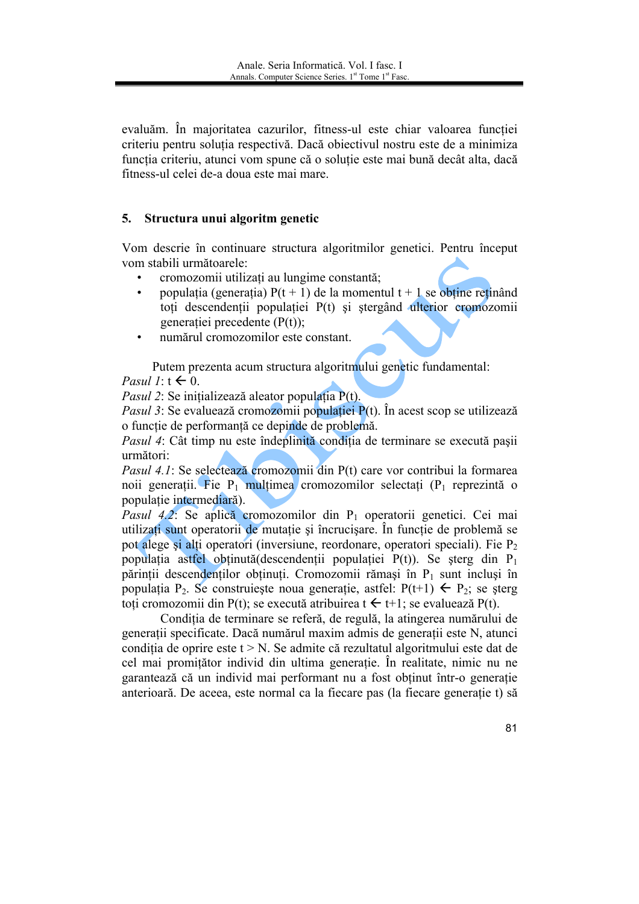evaluăm. În majoritatea cazurilor, fitness-ul este chiar valoarea funcției criteriu pentru soluția respectivă. Dacă obiectivul nostru este de a minimiza funcția criteriu, atunci vom spune că o soluție este mai bună decât alta, dacă fitness-ul celei de-a doua este mai mare.

## 5. Structura unui algoritm genetic

Vom descrie în continuare structura algoritmilor genetici. Pentru început vom stabili următoarele:

- cromozomii utilizați au lungime constantă;
- populația (generația) $P(t + 1)$ de la momentul $t + 1$ se obține reținând toți descendenții populației $P(t)$ și ștergând ulterior cromozomii generației precedente ($P(t)$);
- numărul cromozomilor este constant.

Putem prezenta acum structura algoritmului genetic fundamental:

*Pasul 1*: $t \leftarrow 0$.

*Pasul 2*: Se inițializează aleator populația $P(t)$.

*Pasul 3*: Se evaluează cromozomii populației $P(t)$. În acest scop se utilizează o funcție de performanță ce depinde de problemă.

*Pasul 4*: Cât timp nu este îndeplinită condiția de terminare se execută pașii următori:

*Pasul 4.1*: Se selectează cromozomii din $P(t)$ care vor contribui la formarea noii generații. Fie $P_1$ mulțimea cromozomilor selectați ($P_1$ reprezintă o populație intermediară).

*Pasul 4.2*: Se aplică cromozomilor din $P_1$ operatorii genetici. Cei mai utilizați sunt operatorii de mutație și încrucișare. În funcție de problemă se pot alege și alți operatori (inversiune, reordonare, operatori speciali). Fie $P_2$ populația astfel obținută(descendenții populației $P(t)$). Se șterg din $P_1$ părinții descendenților obținuți. Cromozomii rămași în $P_1$ sunt incluși în populația $P_2$. Se construiește noua generație, astfel: $P(t+1) \leftarrow P_2$; se șterg toți cromozomii din $P(t)$; se execută atribuirea $t \leftarrow t+1$; se evaluează $P(t)$.

Condiția de terminare se referă, de regulă, la atingerea numărului de generații specificate. Dacă numărul maxim admis de generații este $N$, atunci condiția de oprire este $t > N$. Se admite că rezultatul algoritmului este dat de cel mai promițător individ din ultima generație. În realitate, nimic nu ne garantează că un individ mai performant nu a fost obținut într-o generație anterioară. De aceea, este normal ca la fiecare pas (la fiecare generație $t$) să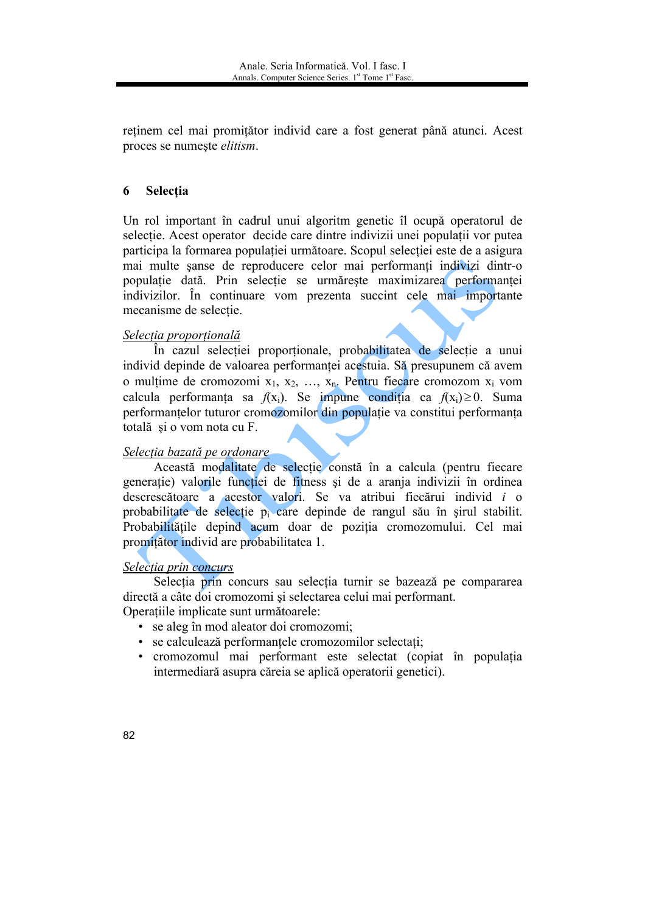reținem cel mai promițător individ care a fost generat până atunci. Acest proces se numește *elitism*.

## 6 Selecția

Un rol important în cadrul unui algoritm genetic îl ocupă operatorul de selecție. Acest operator decide care dintre indivizii unei populații vor putea participa la formarea populației următoare. Scopul selecției este de a asigura mai multe șanse de reproducere celor mai performanți indivizi dintr-o populație dată. Prin selecție se urmărește maximizarea performanței indivizilor. În continuare vom prezenta succint cele mai importante mecanisme de selecție.

*Selecția proporțională*

În cazul selecției proporționale, probabilitatea de selecție a unui individ depinde de valoarea performanței acestuia. Să presupunem că avem o mulțime de cromozomi $x_1$, $x_2$, …, $x_n$. Pentru fiecare cromozom $x_i$ vom calcula performanța sa $f(x_i)$. Se impune condiția ca $f(x_i) \geq 0$. Suma performanțelor tuturor cromozomilor din populație va constitui performanța totală și o vom nota cu F.

*Selecția bazată pe ordonare*

Această modalitate de selecție constă în a calcula (pentru fiecare generație) valorile funcției de fitness și de a aranja indivizii în ordinea descrescătoare a acestor valori. Se va atribui fiecărui individ *i* o probabilitate de selecție $p_i$ care depinde de rangul său în șirul stabilit. Probabilitățile depind acum doar de poziția cromozomului. Cel mai promițător individ are probabilitatea 1.

*Selecția prin concurs*

Selecția prin concurs sau selecția turnir se bazează pe compararea directă a câte doi cromozomi și selectarea celui mai performant.
Operațiile implicate sunt următoarele:

- se aleg în mod aleator doi cromozomi;
- se calculează performanțele cromozomilor selectați;
- cromozomul mai performant este selectat (copiat în populația intermediară asupra căreia se aplică operatorii genetici).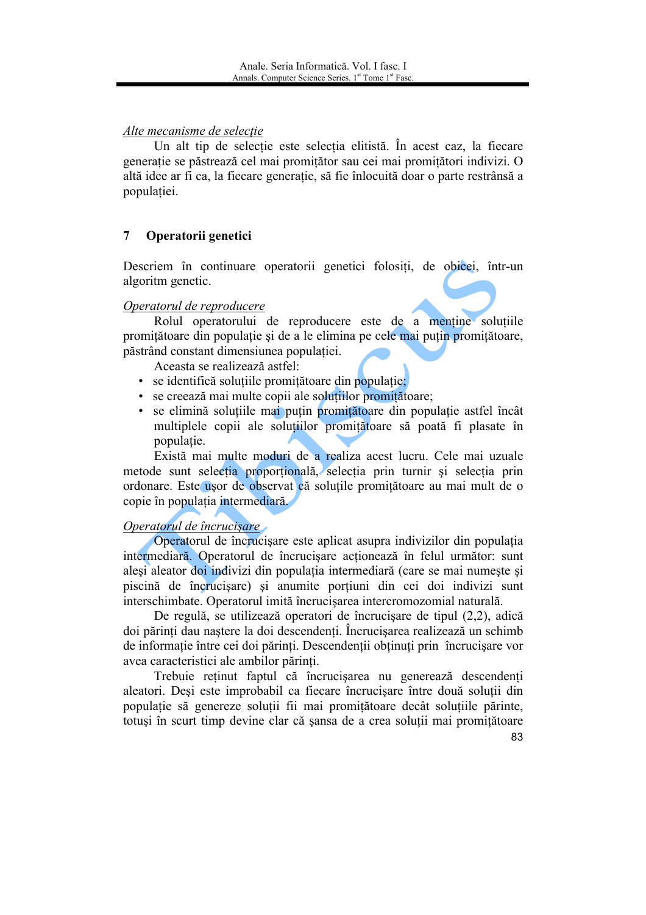*Alte mecanisme de selecţie*

Un alt tip de selecţie este selecţia elitistă. În acest caz, la fiecare generaţie se păstrează cel mai promiţător sau cei mai promiţători indivizi. O altă idee ar fi ca, la fiecare generaţie, să fie înlocuită doar o parte restrânsă a populaţiei.

## 7 Operatorii genetici

Descriem în continuare operatorii genetici folosiţi, de obicei, într-un algoritm genetic.

*Operatorul de reproducere*

Rolul operatorului de reproducere este de a menţine soluţiile promiţătoare din populaţie şi de a le elimina pe cele mai puţin promiţătoare, păstrând constant dimensiunea populaţiei.

Aceasta se realizează astfel:

- se identifică soluţiile promiţătoare din populaţie;
- se creează mai multe copii ale soluţiilor promiţătoare;
- se elimină soluţiile mai puţin promiţătoare din populaţie astfel încât multiplele copii ale soluţiilor promiţătoare să poată fi plasate în populaţie.

Există mai multe moduri de a realiza acest lucru. Cele mai uzuale metode sunt selecţia proporţională, selecţia prin turnir şi selecţia prin ordonare. Este uşor de observat că soluţile promiţătoare au mai mult de o copie în populaţia intermediară.

*Operatorul de încrucişare*

Operatorul de încrucişare este aplicat asupra indivizilor din populaţia intermediară. Operatorul de încrucişare acţionează în felul următor: sunt aleşi aleator doi indivizi din populaţia intermediară (care se mai numeşte şi piscină de încrucişare) şi anumite porţiuni din cei doi indivizi sunt interschimbate. Operatorul imită încrucişarea intercromozomial naturală.

De regulă, se utilizează operatori de încrucişare de tipul (2,2), adică doi părinţi dau naştere la doi descendenţi. Încrucişarea realizează un schimb de informaţie între cei doi părinţi. Descendenţii obţinuţi prin încrucişare vor avea caracteristici ale ambilor părinţi.

Trebuie reţinut faptul că încrucişarea nu generează descendenţi aleatori. Deşi este improbabil ca fiecare încrucişare între două soluţii din populaţie să genereze soluţii fii mai promiţătoare decât soluţiile părinte, totuşi în scurt timp devine clar că şansa de a crea soluţii mai promiţătoare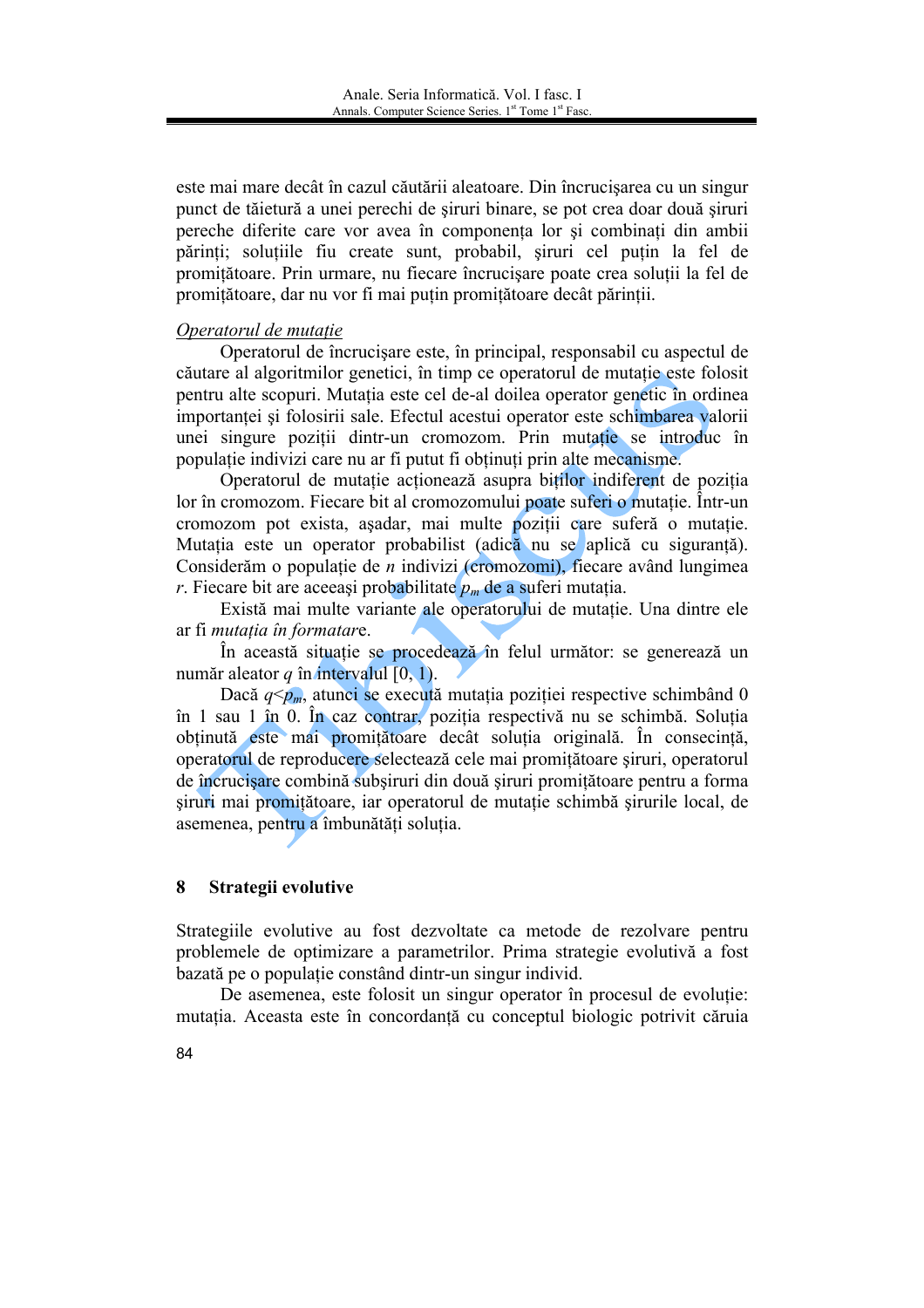este mai mare decât în cazul căutării aleatoare. Din încrucişarea cu un singur punct de tăietură a unei perechi de şiruri binare, se pot crea doar două şiruri pereche diferite care vor avea în componența lor şi combinați din ambii părinți; soluțiile fiu create sunt, probabil, şiruri cel puțin la fel de promițătoare. Prin urmare, nu fiecare încrucişare poate crea soluții la fel de promițătoare, dar nu vor fi mai puțin promițătoare decât părinții.

*Operatorul de mutație*

Operatorul de încrucişare este, în principal, responsabil cu aspectul de căutare al algoritmilor genetici, în timp ce operatorul de mutație este folosit pentru alte scopuri. Mutația este cel de-al doilea operator genetic în ordinea importanței şi folosirii sale. Efectul acestui operator este schimbarea valorii unei singure poziții dintr-un cromozom. Prin mutație se introduc în populație indivizi care nu ar fi putut fi obținuți prin alte mecanisme.

Operatorul de mutație acționează asupra biților indiferent de poziția lor în cromozom. Fiecare bit al cromozomului poate suferi o mutație. Într-un cromozom pot exista, aşadar, mai multe poziții care suferă o mutație. Mutația este un operator probabilist (adică nu se aplică cu siguranță). Considerăm o populație de $n$ indivizi (cromozomi), fiecare având lungimea $r$. Fiecare bit are aceeaşi probabilitate $p_m$ de a suferi mutația.

Există mai multe variante ale operatorului de mutație. Una dintre ele ar fi *mutația în formatar*e.

În această situație se procedează în felul următor: se generează un număr aleator $q$ în intervalul [0, 1).

Dacă $q<p_m$, atunci se execută mutația poziției respective schimbând 0 în 1 sau 1 în 0. În caz contrar, poziția respectivă nu se schimbă. Soluția obținută este mai promițătoare decât soluția originală. În consecință, operatorul de reproducere selectează cele mai promițătoare şiruri, operatorul de încrucişare combină subşiruri din două şiruri promițătoare pentru a forma şiruri mai promițătoare, iar operatorul de mutație schimbă şirurile local, de asemenea, pentru a îmbunătăți soluția.

## 8 Strategii evolutive

Strategiile evolutive au fost dezvoltate ca metode de rezolvare pentru problemele de optimizare a parametrilor. Prima strategie evolutivă a fost bazată pe o populație constând dintr-un singur individ.

De asemenea, este folosit un singur operator în procesul de evoluție: mutația. Aceasta este în concordanță cu conceptul biologic potrivit căruia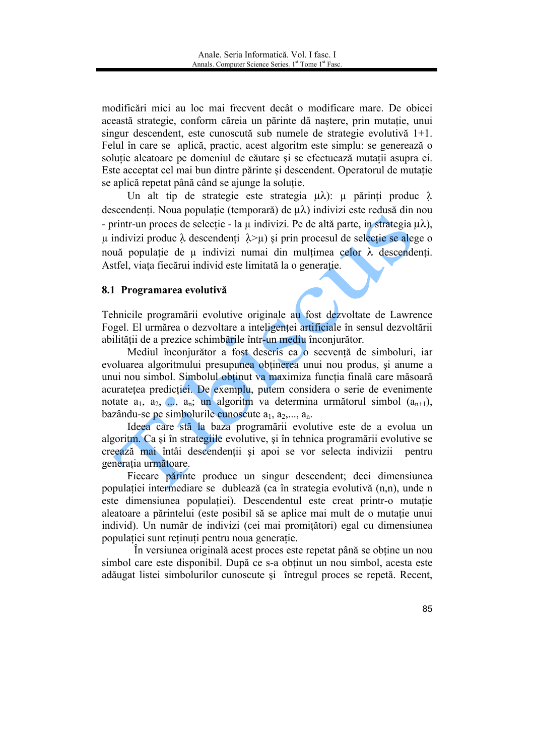modificări mici au loc mai frecvent decât o modificare mare. De obicei această strategie, conform căreia un părinte dă naştere, prin mutaţie, unui singur descendent, este cunoscută sub numele de strategie evolutivă 1+1. Felul în care se aplică, practic, acest algoritm este simplu: se generează o soluţie aleatoare pe domeniul de căutare şi se efectuează mutaţii asupra ei. Este acceptat cel mai bun dintre părinte şi descendent. Operatorul de mutaţie se aplică repetat până când se ajunge la soluţie.

Un alt tip de strategie este strategia μλ): μ părinţi produc λ descendenţi. Noua populaţie (temporară) de μλ) indivizi este redusă din nou - printr-un proces de selecţie - la μ indivizi. Pe de altă parte, în strategia μλ), μ indivizi produc λ descendenţi λ>μ) şi prin procesul de selecţie se alege o nouă populaţie de μ indivizi numai din mulţimea celor λ descendenţi. Astfel, viaţa fiecărui individ este limitată la o generaţie.

## 8.1 Programarea evolutivă

Tehnicile programării evolutive originale au fost dezvoltate de Lawrence Fogel. El urmărea o dezvoltare a inteligenţei artificiale în sensul dezvoltării abilităţii de a prezice schimbările într-un mediu înconjurător.

Mediul înconjurător a fost descris ca o secvenţă de simboluri, iar evoluarea algoritmului presupunea obţinerea unui nou produs, şi anume a unui nou simbol. Simbolul obţinut va maximiza funcţia finală care măsoară acurateţea predicţiei. De exemplu, putem considera o serie de evenimente notate $a_1$, $a_2$, ..., $a_n$; un algoritm va determina următorul simbol ($a_{n+1}$), bazându-se pe simbolurile cunoscute $a_1$, $a_2$,..., $a_n$.

Ideea care stă la baza programării evolutive este de a evolua un algoritm. Ca şi în strategiile evolutive, şi în tehnica programării evolutive se creează mai întâi descendenţii şi apoi se vor selecta indivizii pentru generaţia următoare.

Fiecare părinte produce un singur descendent; deci dimensiunea populaţiei intermediare se dublează (ca în strategia evolutivă (n,n), unde n este dimensiunea populaţiei). Descendentul este creat printr-o mutaţie aleatoare a părintelui (este posibil să se aplice mai mult de o mutaţie unui individ). Un număr de indivizi (cei mai promiţători) egal cu dimensiunea populaţiei sunt reţinuţi pentru noua generaţie.

În versiunea originală acest proces este repetat până se obţine un nou simbol care este disponibil. După ce s-a obţinut un nou simbol, acesta este adăugat listei simbolurilor cunoscute şi întregul proces se repetă. Recent,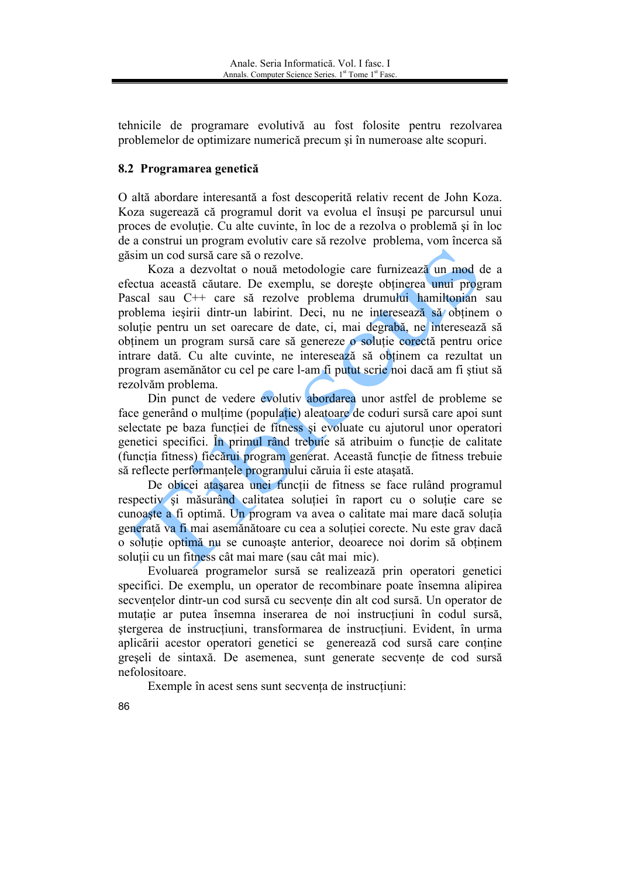tehnicile de programare evolutivă au fost folosite pentru rezolvarea problemelor de optimizare numerică precum şi în numeroase alte scopuri.

## 8.2 Programarea genetică

O altă abordare interesantă a fost descoperită relativ recent de John Koza. Koza sugerează că programul dorit va evolua el însuşi pe parcursul unui proces de evoluţie. Cu alte cuvinte, în loc de a rezolva o problemă şi în loc de a construi un program evolutiv care să rezolve problema, vom încerca să găsim un cod sursă care să o rezolve.

Koza a dezvoltat o nouă metodologie care furnizează un mod de a efectua această căutare. De exemplu, se doreşte obţinerea unui program Pascal sau C++ care să rezolve problema drumului hamiltonian sau problema ieşirii dintr-un labirint. Deci, nu ne interesează să obţinem o soluţie pentru un set oarecare de date, ci, mai degrabă, ne interesează să obţinem un program sursă care să genereze o soluţie corectă pentru orice intrare dată. Cu alte cuvinte, ne interesează să obţinem ca rezultat un program asemănător cu cel pe care l-am fi putut scrie noi dacă am fi ştiut să rezolvăm problema.

Din punct de vedere evolutiv abordarea unor astfel de probleme se face generând o mulţime (populaţie) aleatoare de coduri sursă care apoi sunt selectate pe baza funcţiei de fitness şi evoluate cu ajutorul unor operatori genetici specifici. În primul rând trebuie să atribuim o funcţie de calitate (funcţia fitness) fiecărui program generat. Această funcţie de fitness trebuie să reflecte performanţele programului căruia îi este ataşată.

De obicei ataşarea unei funcţii de fitness se face rulând programul respectiv şi măsurând calitatea soluţiei în raport cu o soluţie care se cunoaşte a fi optimă. Un program va avea o calitate mai mare dacă soluţia generată va fi mai asemănătoare cu cea a soluţiei corecte. Nu este grav dacă o soluţie optimă nu se cunoaşte anterior, deoarece noi dorim să obţinem soluţii cu un fitness cât mai mare (sau cât mai mic).

Evoluarea programelor sursă se realizează prin operatori genetici specifici. De exemplu, un operator de recombinare poate însemna alipirea secvenţelor dintr-un cod sursă cu secvenţe din alt cod sursă. Un operator de mutaţie ar putea însemna inserarea de noi instrucţiuni în codul sursă, ştergerea de instrucţiuni, transformarea de instrucţiuni. Evident, în urma aplicării acestor operatori genetici se generează cod sursă care conţine greşeli de sintaxă. De asemenea, sunt generate secvenţe de cod sursă nefolositoare.

Exemple în acest sens sunt secvenţa de instrucţiuni: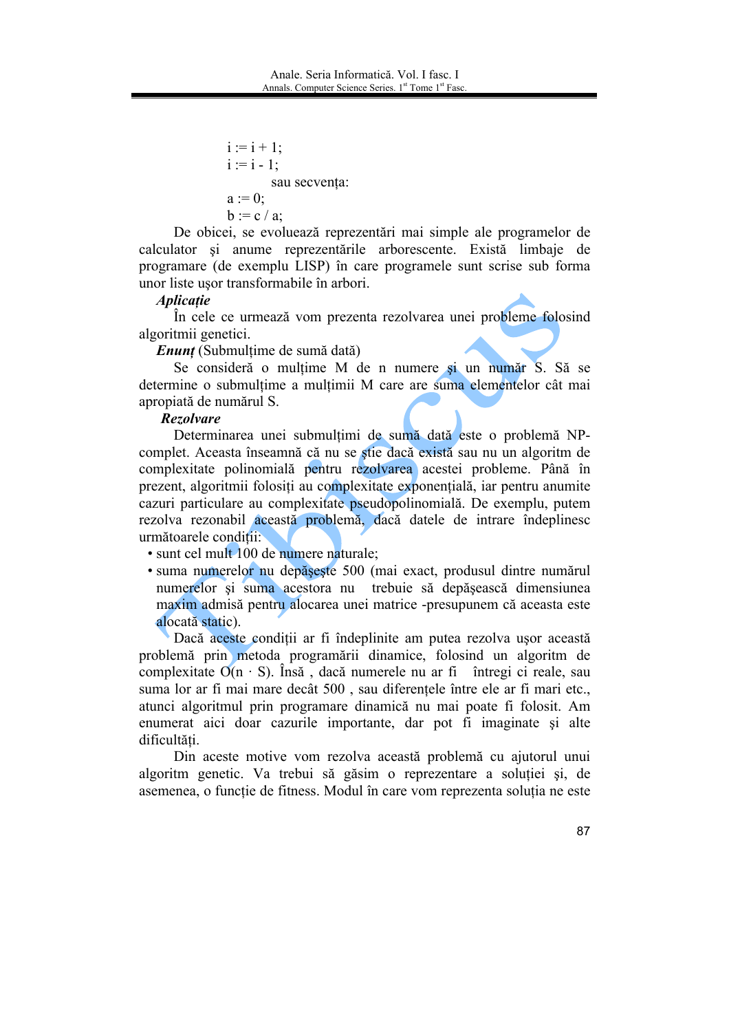```
i := i + 1;
i := i - 1;
```

sau secvența:

```
a := 0;
b := c / a;
```

De obicei, se evoluează reprezentări mai simple ale programelor de calculator şi anume reprezentările arborescente. Există limbaje de programare (de exemplu LISP) în care programele sunt scrise sub forma unor liste uşor transformabile în arbori.

***Aplicație***

În cele ce urmează vom prezenta rezolvarea unei probleme folosind algoritmii genetici.

***Enunț*** (Submulțime de sumă dată)

Se consideră o mulțime M de n numere şi un număr S. Să se determine o submulțime a mulțimii M care are suma elementelor cât mai apropiată de numărul S.

***Rezolvare***

Determinarea unei submulțimi de sumă dată este o problemă NP-complet. Aceasta înseamnă că nu se ştie dacă există sau nu un algoritm de complexitate polinomială pentru rezolvarea acestei probleme. Până în prezent, algoritmii folosiți au complexitate exponențială, iar pentru anumite cazuri particulare au complexitate pseudopolinomială. De exemplu, putem rezolva rezonabil această problemă, dacă datele de intrare îndeplinesc următoarele condiții:

- sunt cel mult 100 de numere naturale;
- suma numerelor nu depăşeşte 500 (mai exact, produsul dintre numărul numerelor şi suma acestora nu trebuie să depăşească dimensiunea maxim admisă pentru alocarea unei matrice -presupunem că aceasta este alocată static).

Dacă aceste condiții ar fi îndeplinite am putea rezolva uşor această problemă prin metoda programării dinamice, folosind un algoritm de complexitate $O(n \cdot S)$. Însă , dacă numerele nu ar fi întregi ci reale, sau suma lor ar fi mai mare decât 500 , sau diferențele între ele ar fi mari etc., atunci algoritmul prin programare dinamică nu mai poate fi folosit. Am enumerat aici doar cazurile importante, dar pot fi imaginate şi alte dificultăți.

Din aceste motive vom rezolva această problemă cu ajutorul unui algoritm genetic. Va trebui să găsim o reprezentare a soluției şi, de asemenea, o funcție de fitness. Modul în care vom reprezenta soluția ne este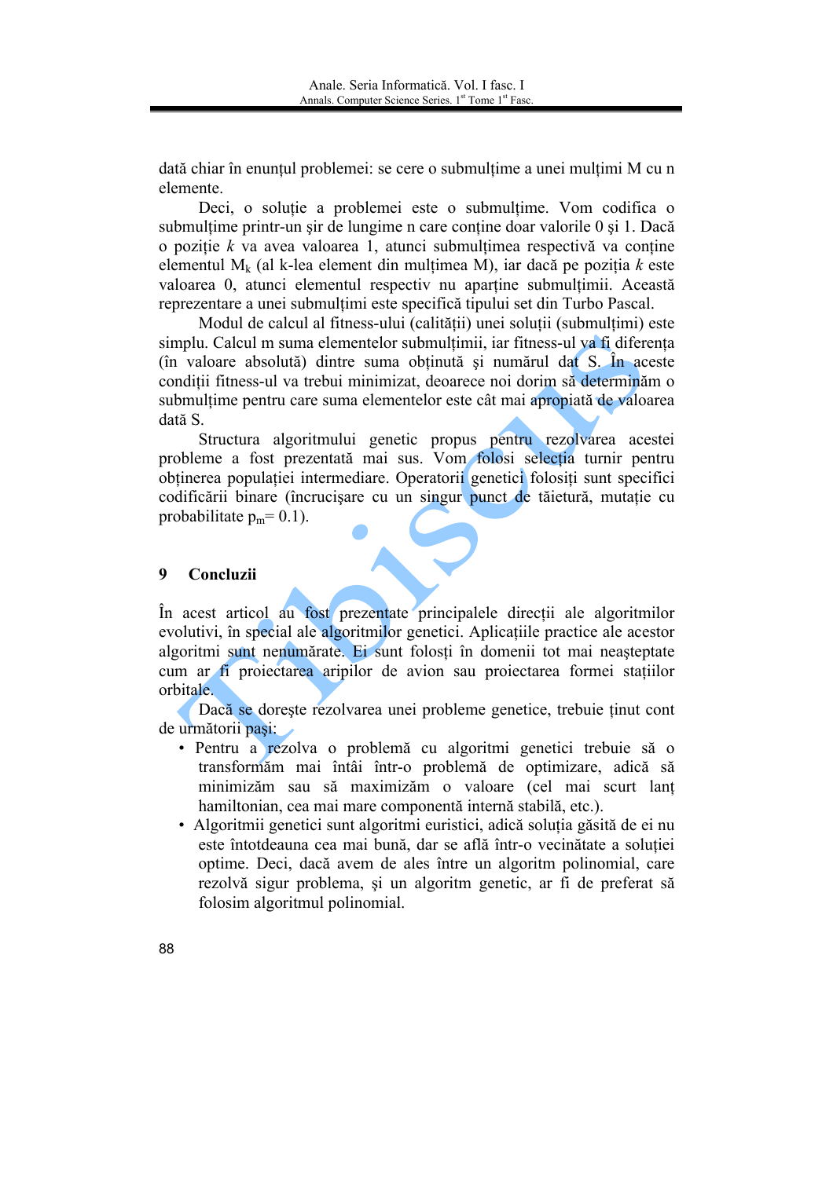dată chiar în enunțul problemei: se cere o submulțime a unei mulțimi M cu n elemente.

Deci, o soluție a problemei este o submulțime. Vom codifica o submulțime printr-un şir de lungime n care conține doar valorile 0 şi 1. Dacă o poziție *k* va avea valoarea 1, atunci submulțimea respectivă va conține elementul $M_k$ (al k-lea element din mulțimea M), iar dacă pe poziția *k* este valoarea 0, atunci elementul respectiv nu aparține submulțimii. Această reprezentare a unei submulțimi este specifică tipului set din Turbo Pascal.

Modul de calcul al fitness-ului (calității) unei soluții (submulțimi) este simplu. Calcul m suma elementelor submulțimii, iar fitness-ul va fi diferența (în valoare absolută) dintre suma obținută şi numărul dat S. În aceste condiții fitness-ul va trebui minimizat, deoarece noi dorim să determinăm o submulțime pentru care suma elementelor este cât mai apropiată de valoarea dată S.

Structura algoritmului genetic propus pentru rezolvarea acestei probleme a fost prezentată mai sus. Vom folosi selecția turnir pentru obținerea populației intermediare. Operatorii genetici folosiți sunt specifici codificării binare (încrucişare cu un singur punct de tăietură, mutație cu probabilitate $p_m$= 0.1).

## 9 Concluzii

În acest articol au fost prezentate principalele direcții ale algoritmilor evolutivi, în special ale algoritmilor genetici. Aplicațiile practice ale acestor algoritmi sunt nenumărate. Ei sunt folosți în domenii tot mai neaşteptate cum ar fi proiectarea aripilor de avion sau proiectarea formei stațiilor orbitale.

Dacă se doreşte rezolvarea unei probleme genetice, trebuie ținut cont de următorii paşi:

- Pentru a rezolva o problemă cu algoritmi genetici trebuie să o transformăm mai întâi într-o problemă de optimizare, adică să minimizăm sau să maximizăm o valoare (cel mai scurt lanț hamiltonian, cea mai mare componentă internă stabilă, etc.).
- Algoritmii genetici sunt algoritmi euristici, adică soluția găsită de ei nu este întotdeauna cea mai bună, dar se află într-o vecinătate a soluției optime. Deci, dacă avem de ales între un algoritm polinomial, care rezolvă sigur problema, şi un algoritm genetic, ar fi de preferat să folosim algoritmul polinomial.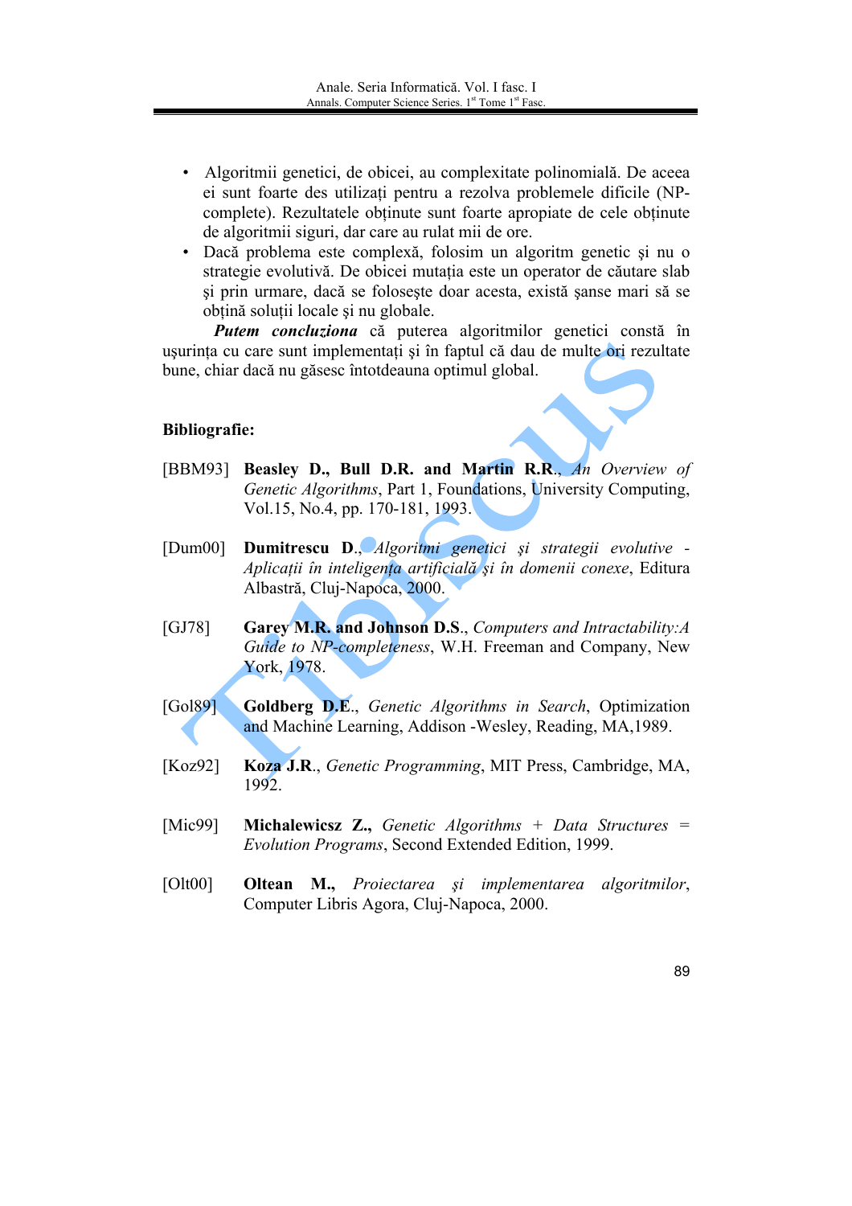- Algoritmii genetici, de obicei, au complexitate polinomială. De aceea ei sunt foarte des utilizați pentru a rezolva problemele dificile (NP-complete). Rezultatele obținute sunt foarte apropiate de cele obținute de algoritmii siguri, dar care au rulat mii de ore.
- Dacă problema este complexă, folosim un algoritm genetic şi nu o strategie evolutivă. De obicei mutația este un operator de căutare slab şi prin urmare, dacă se foloseşte doar acesta, există şanse mari să se obțină soluții locale şi nu globale.

***Putem concluziona*** că puterea algoritmilor genetici constă în uşurința cu care sunt implementați şi în faptul că dau de multe ori rezultate bune, chiar dacă nu găsesc întotdeauna optimul global.

**Bibliografie:**

[BBM93] **Beasley D., Bull D.R. and Martin R.R.**, *An Overview of Genetic Algorithms*, Part 1, Foundations, University Computing, Vol.15, No.4, pp. 170-181, 1993.

[Dum00] **Dumitrescu D.**, *Algoritmi genetici şi strategii evolutive - Aplicații în inteligența artificială şi în domenii conexe*, Editura Albastră, Cluj-Napoca, 2000.

[GJ78] **Garey M.R. and Johnson D.S.**, *Computers and Intractability:A Guide to NP-completeness*, W.H. Freeman and Company, New York, 1978.

[Gol89] **Goldberg D.E.**, *Genetic Algorithms in Search*, Optimization and Machine Learning, Addison -Wesley, Reading, MA,1989.

[Koz92] **Koza J.R.**, *Genetic Programming*, MIT Press, Cambridge, MA, 1992.

[Mic99] **Michalewicsz Z.,** *Genetic Algorithms + Data Structures = Evolution Programs*, Second Extended Edition, 1999.

[Olt00] **Oltean M.,** *Proiectarea şi implementarea algoritmilor*, Computer Libris Agora, Cluj-Napoca, 2000.